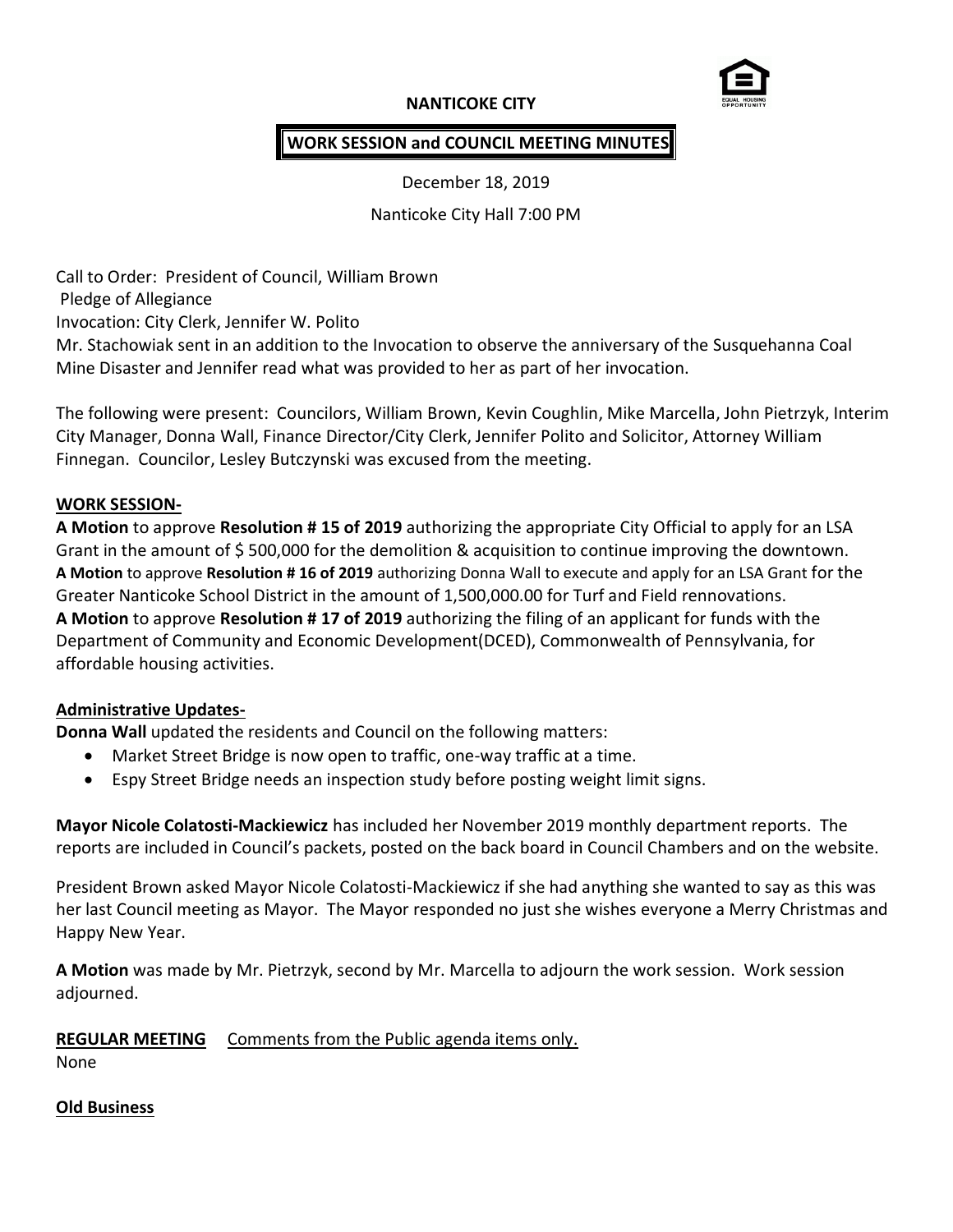**NANTICOKE CITY**

**WORK SESSION and COUNCIL MEETING MINUTES**

December 18, 2019

Nanticoke City Hall 7:00 PM

Call to Order: President of Council, William Brown
Pledge of Allegiance
Invocation: City Clerk, Jennifer W. Polito
Mr. Stachowiak sent in an addition to the Invocation to observe the anniversary of the Susquehanna Coal Mine Disaster and Jennifer read what was provided to her as part of her invocation.

The following were present: Councilors, William Brown, Kevin Coughlin, Mike Marcella, John Pietrzyk, Interim City Manager, Donna Wall, Finance Director/City Clerk, Jennifer Polito and Solicitor, Attorney William Finnegan. Councilor, Lesley Butczynski was excused from the meeting.

**WORK SESSION-**

**A Motion** to approve **Resolution # 15 of 2019** authorizing the appropriate City Official to apply for an LSA Grant in the amount of $ 500,000 for the demolition & acquisition to continue improving the downtown.
**A Motion** to approve **Resolution # 16 of 2019** authorizing Donna Wall to execute and apply for an LSA Grant for the Greater Nanticoke School District in the amount of 1,500,000.00 for Turf and Field rennovations.
**A Motion** to approve **Resolution # 17 of 2019** authorizing the filing of an applicant for funds with the Department of Community and Economic Development(DCED), Commonwealth of Pennsylvania, for affordable housing activities.

**Administrative Updates-**

**Donna Wall** updated the residents and Council on the following matters:

- Market Street Bridge is now open to traffic, one-way traffic at a time.
- Espy Street Bridge needs an inspection study before posting weight limit signs.

**Mayor Nicole Colatosti-Mackiewicz** has included her November 2019 monthly department reports. The reports are included in Council's packets, posted on the back board in Council Chambers and on the website.

President Brown asked Mayor Nicole Colatosti-Mackiewicz if she had anything she wanted to say as this was her last Council meeting as Mayor. The Mayor responded no just she wishes everyone a Merry Christmas and Happy New Year.

**A Motion** was made by Mr. Pietrzyk, second by Mr. Marcella to adjourn the work session. Work session adjourned.

**REGULAR MEETING** Comments from the Public agenda items only.
None

**Old Business**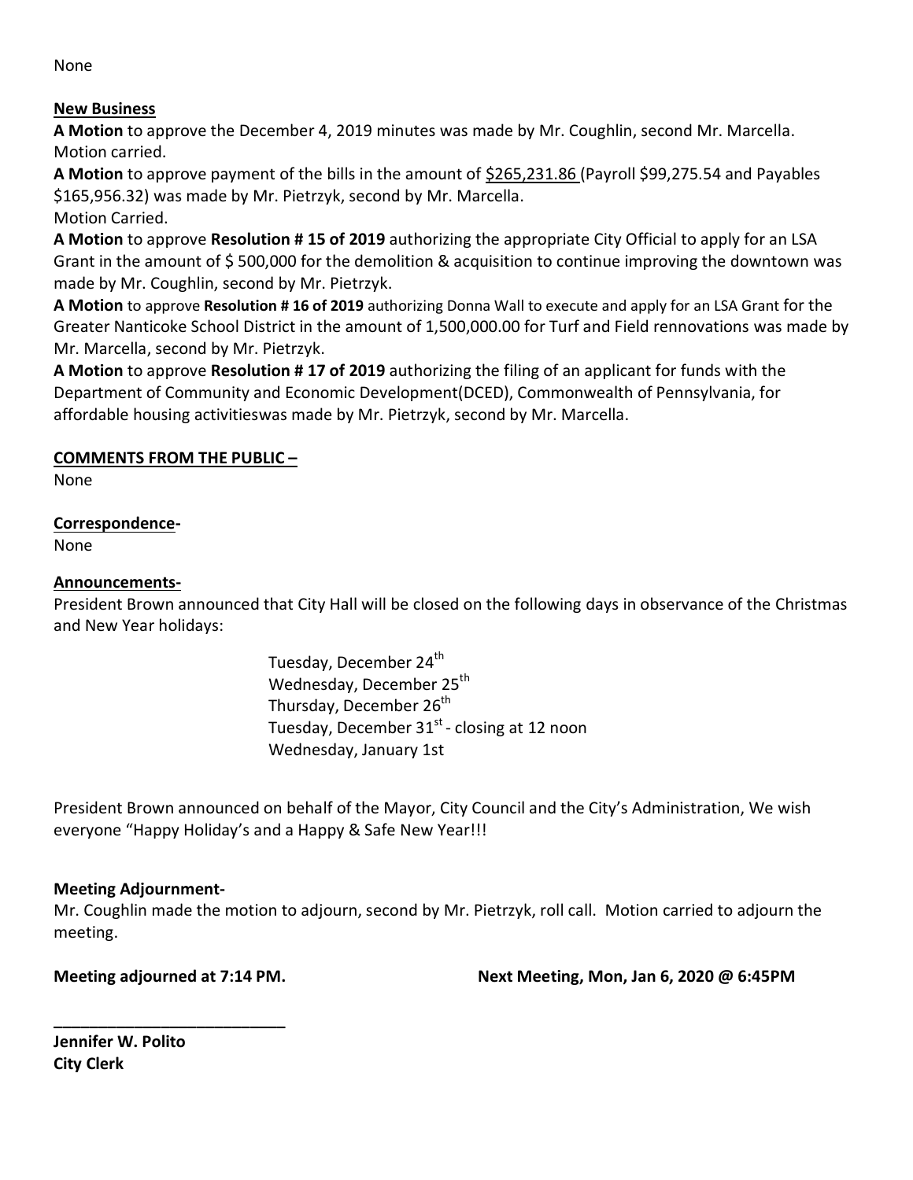None

**New Business**

**A Motion** to approve the December 4, 2019 minutes was made by Mr. Coughlin, second Mr. Marcella. Motion carried.

**A Motion** to approve payment of the bills in the amount of $265,231.86 (Payroll $99,275.54 and Payables $165,956.32) was made by Mr. Pietrzyk, second by Mr. Marcella.
Motion Carried.

**A Motion** to approve **Resolution # 15 of 2019** authorizing the appropriate City Official to apply for an LSA Grant in the amount of $ 500,000 for the demolition & acquisition to continue improving the downtown was made by Mr. Coughlin, second by Mr. Pietrzyk.

**A Motion** to approve **Resolution # 16 of 2019** authorizing Donna Wall to execute and apply for an LSA Grant for the Greater Nanticoke School District in the amount of 1,500,000.00 for Turf and Field rennovations was made by Mr. Marcella, second by Mr. Pietrzyk.

**A Motion** to approve **Resolution # 17 of 2019** authorizing the filing of an applicant for funds with the Department of Community and Economic Development(DCED), Commonwealth of Pennsylvania, for affordable housing activitieswas made by Mr. Pietrzyk, second by Mr. Marcella.

**COMMENTS FROM THE PUBLIC –**

None

**Correspondence-**

None

**Announcements-**

President Brown announced that City Hall will be closed on the following days in observance of the Christmas and New Year holidays:

Tuesday, December 24th
Wednesday, December 25th
Thursday, December 26th
Tuesday, December 31st - closing at 12 noon
Wednesday, January 1st

President Brown announced on behalf of the Mayor, City Council and the City's Administration, We wish everyone "Happy Holiday's and a Happy & Safe New Year!!!

**Meeting Adjournment-**

Mr. Coughlin made the motion to adjourn, second by Mr. Pietrzyk, roll call. Motion carried to adjourn the meeting.

**Meeting adjourned at 7:14 PM.** **Next Meeting, Mon, Jan 6, 2020 @ 6:45PM**

\_\_\_\_\_\_\_\_\_\_\_\_\_\_\_\_\_\_\_\_\_\_\_\_\_\_

**Jennifer W. Polito**
**City Clerk**